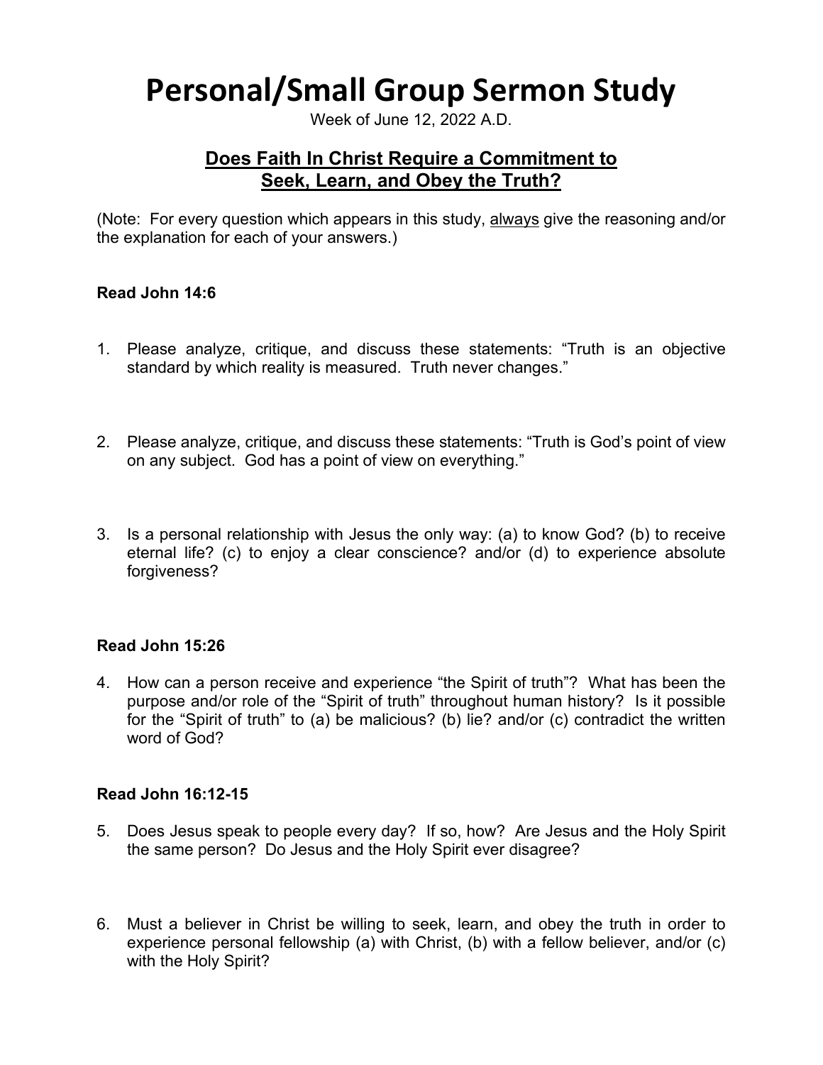# Personal/Small Group Sermon Study

Week of June 12, 2022 A.D.

## Does Faith In Christ Require a Commitment to Seek, Learn, and Obey the Truth?

(Note: For every question which appears in this study, always give the reasoning and/or the explanation for each of your answers.)

**Read John 14:6**

1. Please analyze, critique, and discuss these statements: "Truth is an objective standard by which reality is measured. Truth never changes."

2. Please analyze, critique, and discuss these statements: "Truth is God's point of view on any subject. God has a point of view on everything."

3. Is a personal relationship with Jesus the only way: (a) to know God? (b) to receive eternal life? (c) to enjoy a clear conscience? and/or (d) to experience absolute forgiveness?

**Read John 15:26**

4. How can a person receive and experience "the Spirit of truth"? What has been the purpose and/or role of the "Spirit of truth" throughout human history? Is it possible for the "Spirit of truth" to (a) be malicious? (b) lie? and/or (c) contradict the written word of God?

**Read John 16:12-15**

5. Does Jesus speak to people every day? If so, how? Are Jesus and the Holy Spirit the same person? Do Jesus and the Holy Spirit ever disagree?

6. Must a believer in Christ be willing to seek, learn, and obey the truth in order to experience personal fellowship (a) with Christ, (b) with a fellow believer, and/or (c) with the Holy Spirit?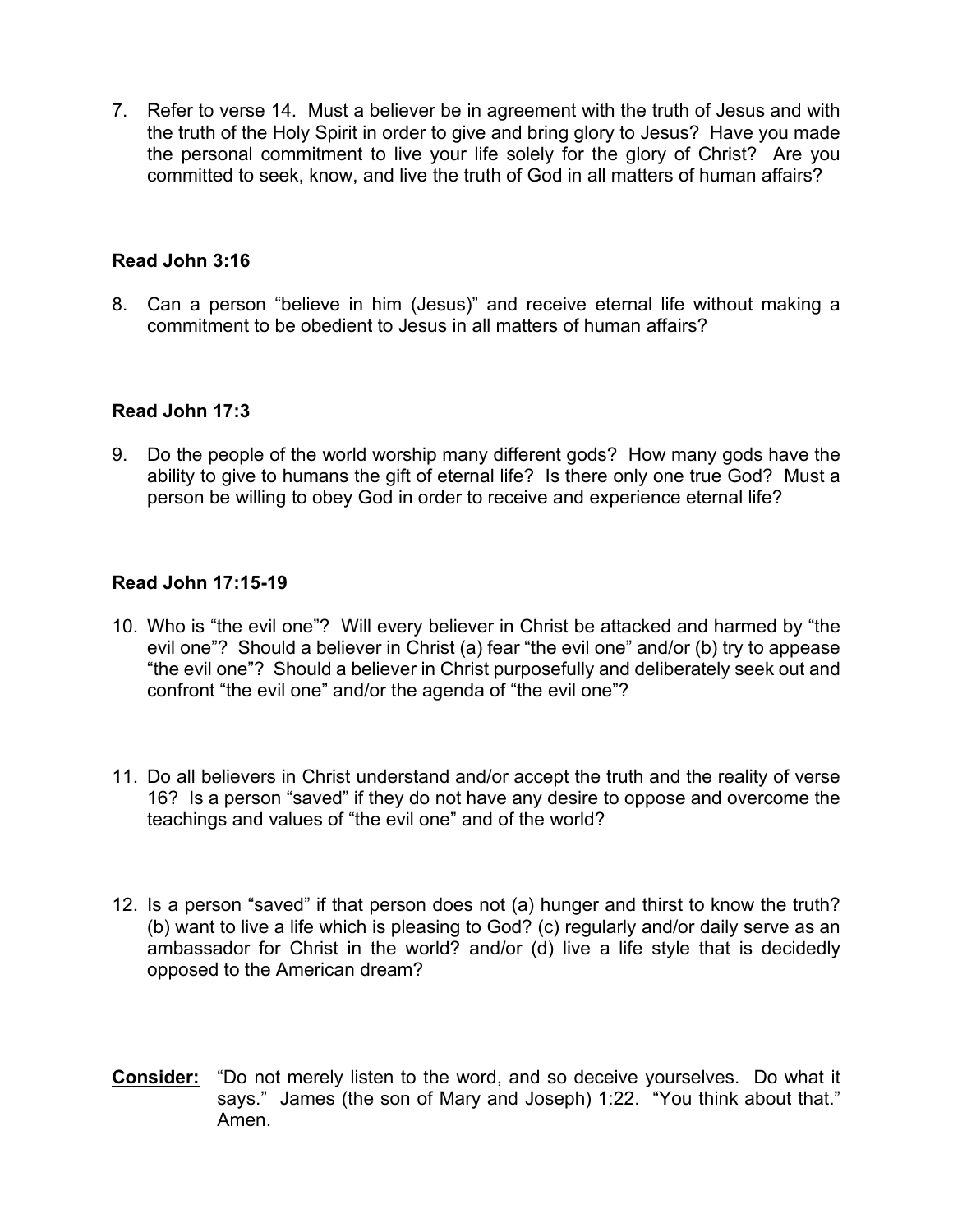7. Refer to verse 14. Must a believer be in agreement with the truth of Jesus and with the truth of the Holy Spirit in order to give and bring glory to Jesus? Have you made the personal commitment to live your life solely for the glory of Christ? Are you committed to seek, know, and live the truth of God in all matters of human affairs?

**Read John 3:16**

8. Can a person "believe in him (Jesus)" and receive eternal life without making a commitment to be obedient to Jesus in all matters of human affairs?

**Read John 17:3**

9. Do the people of the world worship many different gods? How many gods have the ability to give to humans the gift of eternal life? Is there only one true God? Must a person be willing to obey God in order to receive and experience eternal life?

**Read John 17:15-19**

10. Who is "the evil one"? Will every believer in Christ be attacked and harmed by "the evil one"? Should a believer in Christ (a) fear "the evil one" and/or (b) try to appease "the evil one"? Should a believer in Christ purposefully and deliberately seek out and confront "the evil one" and/or the agenda of "the evil one"?

11. Do all believers in Christ understand and/or accept the truth and the reality of verse 16? Is a person "saved" if they do not have any desire to oppose and overcome the teachings and values of "the evil one" and of the world?

12. Is a person "saved" if that person does not (a) hunger and thirst to know the truth? (b) want to live a life which is pleasing to God? (c) regularly and/or daily serve as an ambassador for Christ in the world? and/or (d) live a life style that is decidedly opposed to the American dream?

**<u>Consider:</u>** "Do not merely listen to the word, and so deceive yourselves. Do what it says." James (the son of Mary and Joseph) 1:22. "You think about that." Amen.